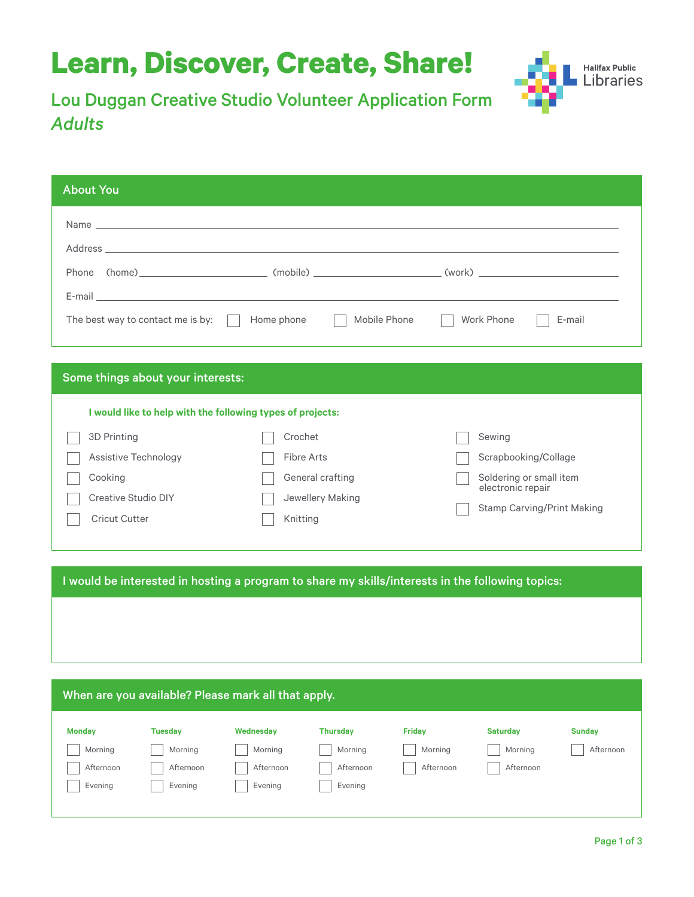# Learn, Discover, Create, Share!

## Lou Duggan Creative Studio Volunteer Application Form
*Adults*

Halifax Public Libraries

### About You

Name ____________________

Address ____________________

Phone (home) __________ (mobile) __________ (work) __________

E-mail ____________________

The best way to contact me is by: ☐ Home phone ☐ Mobile Phone ☐ Work Phone ☐ E-mail

### Some things about your interests:

**I would like to help with the following types of projects:**

- ☐ 3D Printing
- ☐ Assistive Technology
- ☐ Cooking
- ☐ Creative Studio DIY
- ☐ Cricut Cutter
- ☐ Crochet
- ☐ Fibre Arts
- ☐ General crafting
- ☐ Jewellery Making
- ☐ Knitting
- ☐ Sewing
- ☐ Scrapbooking/Collage
- ☐ Soldering or small item electronic repair
- ☐ Stamp Carving/Print Making

### I would be interested in hosting a program to share my skills/interests in the following topics:

### When are you available? Please mark all that apply.

| Monday | Tuesday | Wednesday | Thursday | Friday | Saturday | Sunday |
|---|---|---|---|---|---|---|
| ☐ Morning | ☐ Morning | ☐ Morning | ☐ Morning | ☐ Morning | ☐ Morning | ☐ Afternoon |
| ☐ Afternoon | ☐ Afternoon | ☐ Afternoon | ☐ Afternoon | ☐ Afternoon | ☐ Afternoon | |
| ☐ Evening | ☐ Evening | ☐ Evening | ☐ Evening | | | |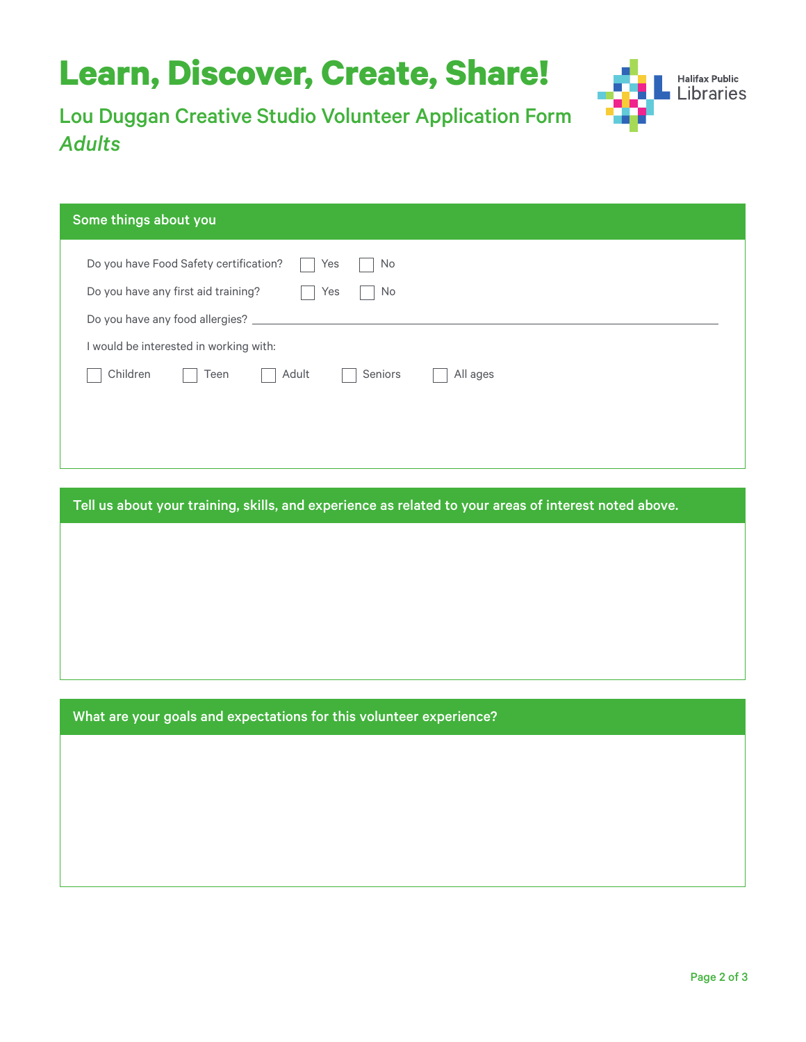# Learn, Discover, Create, Share!

## Lou Duggan Creative Studio Volunteer Application Form
## *Adults*

Halifax Public Libraries

### Some things about you

Do you have Food Safety certification? ☐ Yes ☐ No

Do you have any first aid training? ☐ Yes ☐ No

Do you have any food allergies? ______________________________

I would be interested in working with:

☐ Children ☐ Teen ☐ Adult ☐ Seniors ☐ All ages

### Tell us about your training, skills, and experience as related to your areas of interest noted above.

### What are your goals and expectations for this volunteer experience?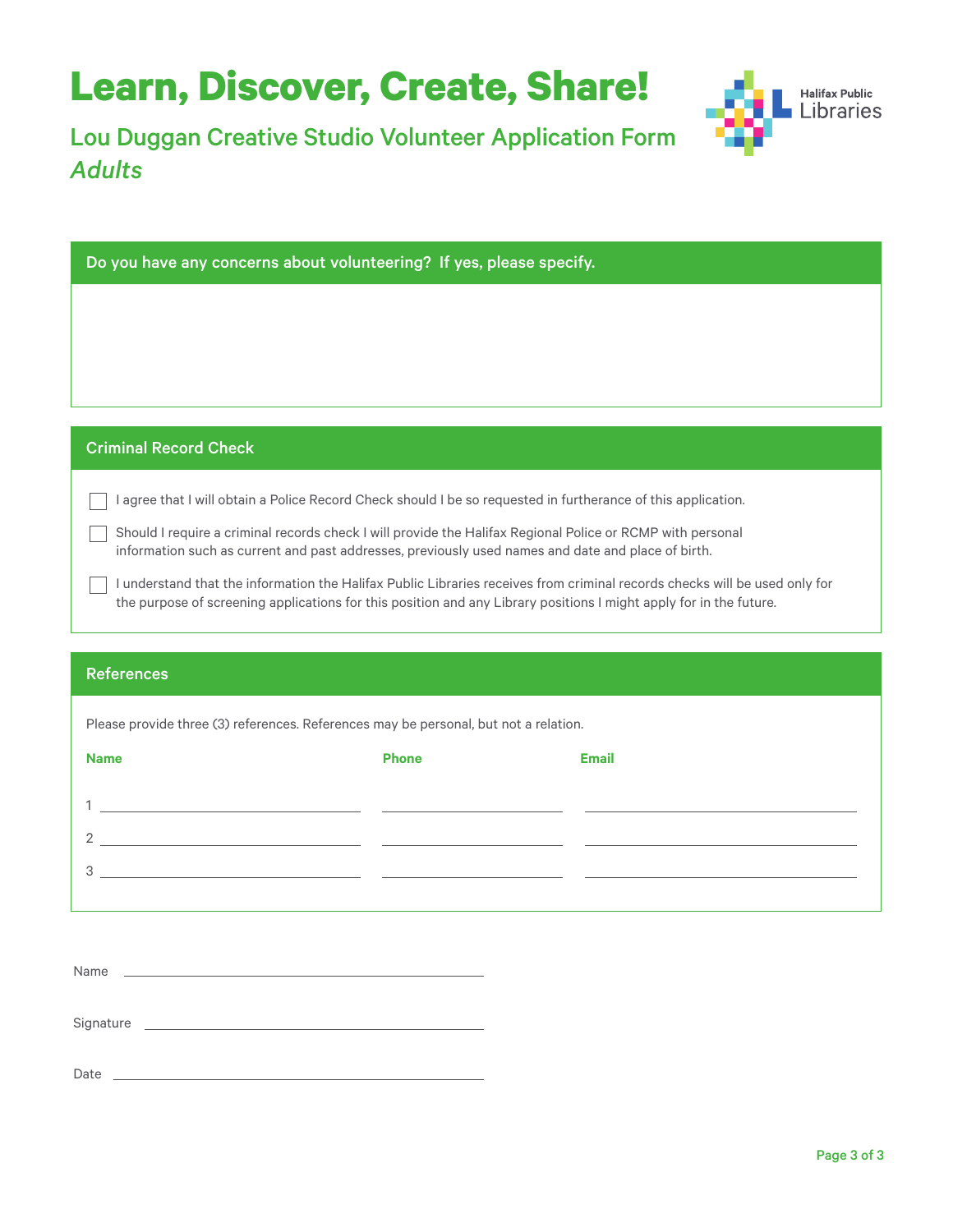# Learn, Discover, Create, Share!

## Lou Duggan Creative Studio Volunteer Application Form

## *Adults*

Halifax Public Libraries

### Do you have any concerns about volunteering? If yes, please specify.

### Criminal Record Check

- [ ] I agree that I will obtain a Police Record Check should I be so requested in furtherance of this application.
- [ ] Should I require a criminal records check I will provide the Halifax Regional Police or RCMP with personal information such as current and past addresses, previously used names and date and place of birth.
- [ ] I understand that the information the Halifax Public Libraries receives from criminal records checks will be used only for the purpose of screening applications for this position and any Library positions I might apply for in the future.

### References

Please provide three (3) references. References may be personal, but not a relation.

| | Name | Phone | Email |
|---|---|---|---|
| 1 | | | |
| 2 | | | |
| 3 | | | |

Name ______________________________

Signature ______________________________

Date ______________________________